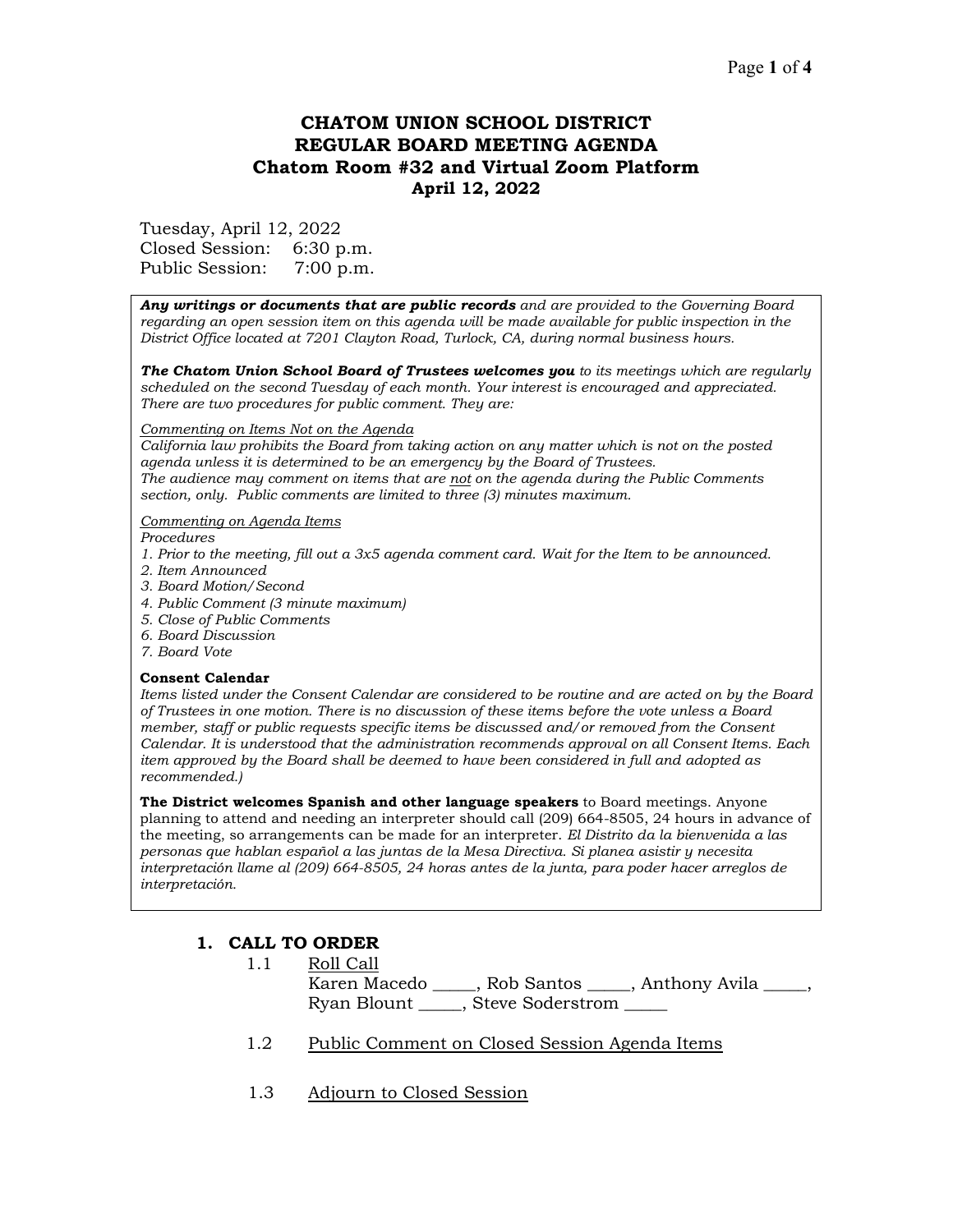# CHATOM UNION SCHOOL DISTRICT
# REGULAR BOARD MEETING AGENDA
## Chatom Room #32 and Virtual Zoom Platform
## April 12, 2022

Tuesday, April 12, 2022
Closed Session: 6:30 p.m.
Public Session: 7:00 p.m.

***Any writings or documents that are public records*** *and are provided to the Governing Board regarding an open session item on this agenda will be made available for public inspection in the District Office located at 7201 Clayton Road, Turlock, CA, during normal business hours.*

***The Chatom Union School Board of Trustees welcomes you*** *to its meetings which are regularly scheduled on the second Tuesday of each month. Your interest is encouraged and appreciated. There are two procedures for public comment. They are:*

*Commenting on Items Not on the Agenda*
*California law prohibits the Board from taking action on any matter which is not on the posted agenda unless it is determined to be an emergency by the Board of Trustees.*
*The audience may comment on items that are not on the agenda during the Public Comments section, only. Public comments are limited to three (3) minutes maximum.*

*Commenting on Agenda Items*
*Procedures*
*1. Prior to the meeting, fill out a 3x5 agenda comment card. Wait for the Item to be announced.*
*2. Item Announced*
*3. Board Motion/Second*
*4. Public Comment (3 minute maximum)*
*5. Close of Public Comments*
*6. Board Discussion*
*7. Board Vote*

**Consent Calendar**
*Items listed under the Consent Calendar are considered to be routine and are acted on by the Board of Trustees in one motion. There is no discussion of these items before the vote unless a Board member, staff or public requests specific items be discussed and/or removed from the Consent Calendar. It is understood that the administration recommends approval on all Consent Items. Each item approved by the Board shall be deemed to have been considered in full and adopted as recommended.)*

**The District welcomes Spanish and other language speakers** to Board meetings. Anyone planning to attend and needing an interpreter should call (209) 664-8505, 24 hours in advance of the meeting, so arrangements can be made for an interpreter. *El Distrito da la bienvenida a las personas que hablan español a las juntas de la Mesa Directiva. Si planea asistir y necesita interpretación llame al (209) 664-8505, 24 horas antes de la junta, para poder hacer arreglos de interpretación.*

## 1. CALL TO ORDER

1.1 Roll Call
Karen Macedo _____, Rob Santos _____, Anthony Avila _____, Ryan Blount _____, Steve Soderstrom _____

1.2 Public Comment on Closed Session Agenda Items

1.3 Adjourn to Closed Session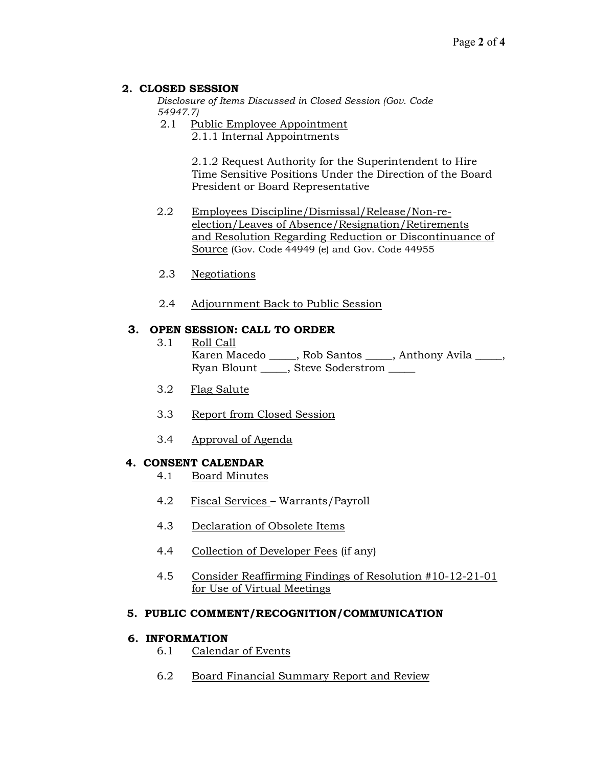## 2. CLOSED SESSION

*Disclosure of Items Discussed in Closed Session (Gov. Code 54947.7)*

2.1 Public Employee Appointment

2.1.1 Internal Appointments

2.1.2 Request Authority for the Superintendent to Hire Time Sensitive Positions Under the Direction of the Board President or Board Representative

2.2 Employees Discipline/Dismissal/Release/Non-re-election/Leaves of Absence/Resignation/Retirements and Resolution Regarding Reduction or Discontinuance of Source (Gov. Code 44949 (e) and Gov. Code 44955

2.3 Negotiations

2.4 Adjournment Back to Public Session

## 3. OPEN SESSION: CALL TO ORDER

3.1 Roll Call

Karen Macedo _____, Rob Santos _____, Anthony Avila _____, Ryan Blount _____, Steve Soderstrom _____

3.2 Flag Salute

3.3 Report from Closed Session

3.4 Approval of Agenda

## 4. CONSENT CALENDAR

4.1 Board Minutes

4.2 Fiscal Services – Warrants/Payroll

4.3 Declaration of Obsolete Items

4.4 Collection of Developer Fees (if any)

4.5 Consider Reaffirming Findings of Resolution #10-12-21-01 for Use of Virtual Meetings

## 5. PUBLIC COMMENT/RECOGNITION/COMMUNICATION

## 6. INFORMATION

6.1 Calendar of Events

6.2 Board Financial Summary Report and Review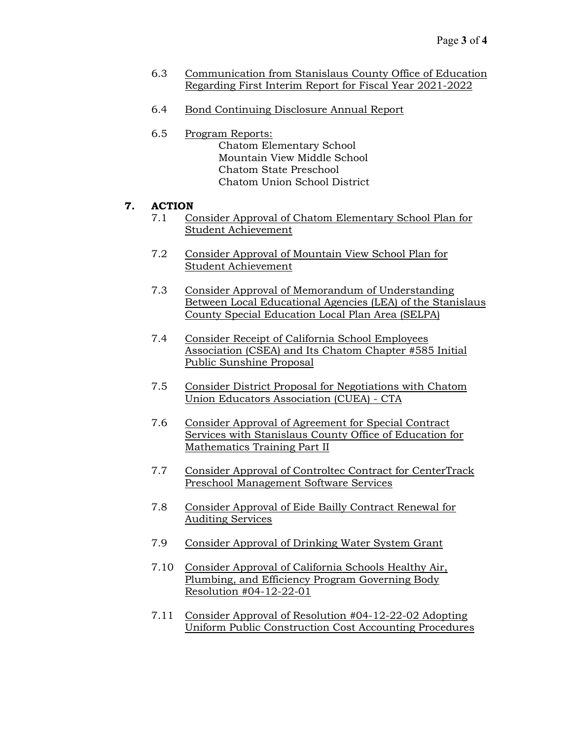6.3 Communication from Stanislaus County Office of Education Regarding First Interim Report for Fiscal Year 2021-2022

6.4 Bond Continuing Disclosure Annual Report

6.5 Program Reports:
  - Chatom Elementary School
  - Mountain View Middle School
  - Chatom State Preschool
  - Chatom Union School District

## 7. ACTION

7.1 Consider Approval of Chatom Elementary School Plan for Student Achievement

7.2 Consider Approval of Mountain View School Plan for Student Achievement

7.3 Consider Approval of Memorandum of Understanding Between Local Educational Agencies (LEA) of the Stanislaus County Special Education Local Plan Area (SELPA)

7.4 Consider Receipt of California School Employees Association (CSEA) and Its Chatom Chapter #585 Initial Public Sunshine Proposal

7.5 Consider District Proposal for Negotiations with Chatom Union Educators Association (CUEA) - CTA

7.6 Consider Approval of Agreement for Special Contract Services with Stanislaus County Office of Education for Mathematics Training Part II

7.7 Consider Approval of Controltec Contract for CenterTrack Preschool Management Software Services

7.8 Consider Approval of Eide Bailly Contract Renewal for Auditing Services

7.9 Consider Approval of Drinking Water System Grant

7.10 Consider Approval of California Schools Healthy Air, Plumbing, and Efficiency Program Governing Body Resolution #04-12-22-01

7.11 Consider Approval of Resolution #04-12-22-02 Adopting Uniform Public Construction Cost Accounting Procedures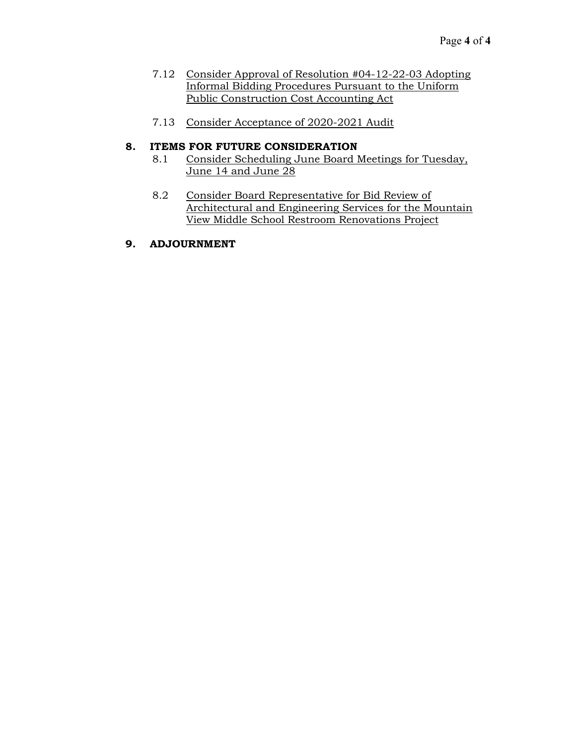7.12 Consider Approval of Resolution #04-12-22-03 Adopting Informal Bidding Procedures Pursuant to the Uniform Public Construction Cost Accounting Act

7.13 Consider Acceptance of 2020-2021 Audit

## 8. ITEMS FOR FUTURE CONSIDERATION

8.1 Consider Scheduling June Board Meetings for Tuesday, June 14 and June 28

8.2 Consider Board Representative for Bid Review of Architectural and Engineering Services for the Mountain View Middle School Restroom Renovations Project

## 9. ADJOURNMENT